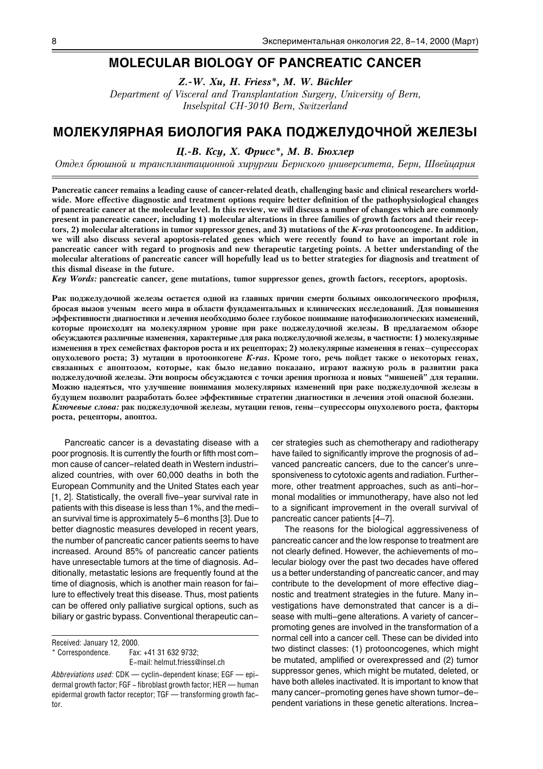# MOLECULAR BIOLOGY OF PANCREATIC CANCER

*Z.-W. Xu, H. Friess\*, M. W. Büchler*

*Department of Visceral and Transplantation Surgery, University of Bern, Inselspital CH-3010 Bern, Switzerland*

# МОЛЕКУЛЯРНАЯ БИОЛОГИЯ РАКА ПОДЖЕЛУДОЧНОЙ ЖЕЛЕЗЫ

*Ц.-В. Ксу, Х. Фрисс\*, М. В. Бюхлер*

*Отдел брюшной и трансплантационной хирургии Бернского университета, Берн, Швейцария*

**Pancreatic cancer remains a leading cause of cancer-related death, challenging basic and clinical researchers worldwide. More effective diagnostic and treatment options require better definition of the pathophysiological changes of pancreatic cancer at the molecular level. In this review, we will discuss a number of changes which are commonly present in pancreatic cancer, including 1) molecular alterations in three families of growth factors and their receptors, 2) molecular alterations in tumor suppressor genes, and 3) mutations of the *K-ras* protooncogene. In addition, we will also discuss several apoptosis-related genes which were recently found to have an important role in pancreatic cancer with regard to prognosis and new therapeutic targeting points. A better understanding of the molecular alterations of pancreatic cancer will hopefully lead us to better strategies for diagnosis and treatment of this dismal disease in the future.**

***Key Words:*** **pancreatic cancer, gene mutations, tumor suppressor genes, growth factors, receptors, apoptosis.**

**Рак поджелудочной железы остается одной из главных причин смерти больных онкологического профиля, бросая вызов ученым всего мира в области фундаментальных и клинических исследований. Для повышения эффективности диагностики и лечения необходимо более глубокое понимание патофизиологических изменений, которые происходят на молекулярном уровне при раке поджелудочной железы. В предлагаемом обзоре обсуждаются различные изменения, характерные для рака поджелудочной железы, в частности: 1) молекулярные изменения в трех семействах факторов роста и их рецепторах; 2) молекулярные изменения в генах—супрессорах опухолевого роста; 3) мутации в протоонкогене *K-ras*. Кроме того, речь пойдет также о некоторых генах, связанных с апоптозом, которые, как было недавно показано, играют важную роль в развитии рака поджелудочной железы. Эти вопросы обсуждаются с точки зрения прогноза и новых "мишеней" для терапии. Можно надеяться, что улучшение понимания молекулярных изменений при раке поджелудочной железы в будущем позволит разработать более эффективные стратегии диагностики и лечения этой опасной болезни.**

***Ключевые слова:*** **рак поджелудочной железы, мутации генов, гены—супрессоры опухолевого роста, факторы роста, рецепторы, апоптоз.**

Pancreatic cancer is a devastating disease with a poor prognosis. It is currently the fourth or fifth most common cause of cancer-related death in Western industrialized countries, with over 60,000 deaths in both the European Community and the United States each year [1, 2]. Statistically, the overall five-year survival rate in patients with this disease is less than 1%, and the median survival time is approximately 5–6 months [3]. Due to better diagnostic measures developed in recent years, the number of pancreatic cancer patients seems to have increased. Around 85% of pancreatic cancer patients have unresectable tumors at the time of diagnosis. Additionally, metastatic lesions are frequently found at the time of diagnosis, which is another main reason for failure to effectively treat this disease. Thus, most patients can be offered only palliative surgical options, such as biliary or gastric bypass. Conventional therapeutic cancer strategies such as chemotherapy and radiotherapy have failed to significantly improve the prognosis of advanced pancreatic cancers, due to the cancer's unresponsiveness to cytotoxic agents and radiation. Furthermore, other treatment approaches, such as anti-hormonal modalities or immunotherapy, have also not led to a significant improvement in the overall survival of pancreatic cancer patients [4–7].

The reasons for the biological aggressiveness of pancreatic cancer and the low response to treatment are not clearly defined. However, the achievements of molecular biology over the past two decades have offered us a better understanding of pancreatic cancer, and may contribute to the development of more effective diagnostic and treatment strategies in the future. Many investigations have demonstrated that cancer is a disease with multi-gene alterations. A variety of cancer-promoting genes are involved in the transformation of a normal cell into a cancer cell. These can be divided into two distinct classes: (1) protooncogenes, which might be mutated, amplified or overexpressed and (2) tumor suppressor genes, which might be mutated, deleted, or have both alleles inactivated. It is important to know that many cancer-promoting genes have shown tumor-dependent variations in these genetic alterations. Increa-

Received: January 12, 2000.
\* Correspondence. Fax: +41 31 632 9732;
E-mail: helmut.friess@insel.ch

*Abbreviations used:* CDK — cyclin-dependent kinase; EGF — epidermal growth factor; FGF - fibroblast growth factor; HER — human epidermal growth factor receptor; TGF — transforming growth factor.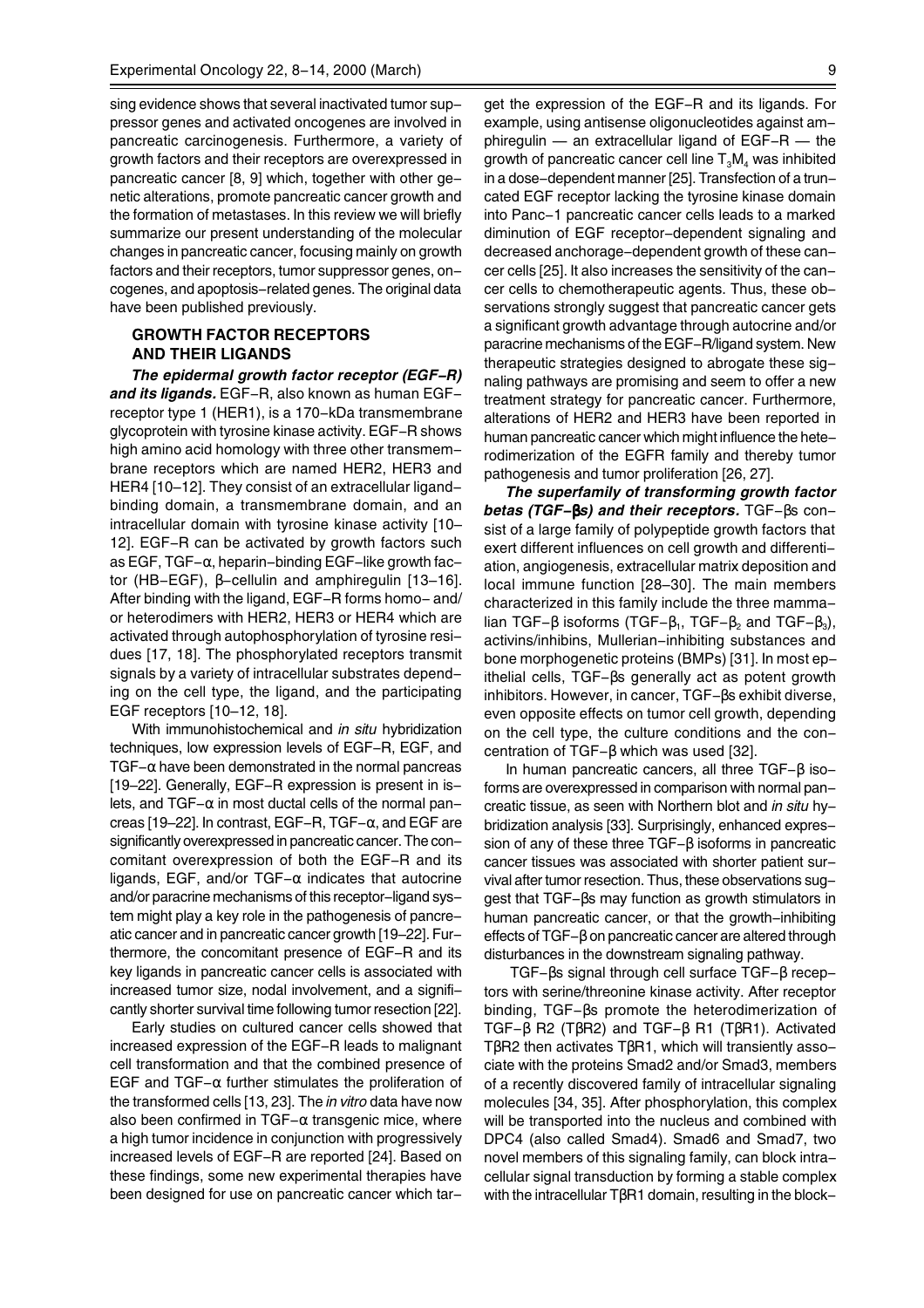sing evidence shows that several inactivated tumor suppressor genes and activated oncogenes are involved in pancreatic carcinogenesis. Furthermore, a variety of growth factors and their receptors are overexpressed in pancreatic cancer [8, 9] which, together with other genetic alterations, promote pancreatic cancer growth and the formation of metastases. In this review we will briefly summarize our present understanding of the molecular changes in pancreatic cancer, focusing mainly on growth factors and their receptors, tumor suppressor genes, oncogenes, and apoptosis-related genes. The original data have been published previously.

## GROWTH FACTOR RECEPTORS AND THEIR LIGANDS

***The epidermal growth factor receptor (EGF-R) and its ligands.*** EGF-R, also known as human EGF-receptor type 1 (HER1), is a 170-kDa transmembrane glycoprotein with tyrosine kinase activity. EGF-R shows high amino acid homology with three other transmembrane receptors which are named HER2, HER3 and HER4 [10–12]. They consist of an extracellular ligand-binding domain, a transmembrane domain, and an intracellular domain with tyrosine kinase activity [10–12]. EGF-R can be activated by growth factors such as EGF, TGF-α, heparin-binding EGF-like growth factor (HB-EGF), β-cellulin and amphiregulin [13–16]. After binding with the ligand, EGF-R forms homo- and/or heterodimers with HER2, HER3 or HER4 which are activated through autophosphorylation of tyrosine residues [17, 18]. The phosphorylated receptors transmit signals by a variety of intracellular substrates depending on the cell type, the ligand, and the participating EGF receptors [10–12, 18].

With immunohistochemical and *in situ* hybridization techniques, low expression levels of EGF-R, EGF, and TGF-α have been demonstrated in the normal pancreas [19–22]. Generally, EGF-R expression is present in islets, and TGF-α in most ductal cells of the normal pancreas [19–22]. In contrast, EGF-R, TGF-α, and EGF are significantly overexpressed in pancreatic cancer. The concomitant overexpression of both the EGF-R and its ligands, EGF, and/or TGF-α indicates that autocrine and/or paracrine mechanisms of this receptor-ligand system might play a key role in the pathogenesis of pancreatic cancer and in pancreatic cancer growth [19–22]. Furthermore, the concomitant presence of EGF-R and its key ligands in pancreatic cancer cells is associated with increased tumor size, nodal involvement, and a significantly shorter survival time following tumor resection [22].

Early studies on cultured cancer cells showed that increased expression of the EGF-R leads to malignant cell transformation and that the combined presence of EGF and TGF-α further stimulates the proliferation of the transformed cells [13, 23]. The *in vitro* data have now also been confirmed in TGF-α transgenic mice, where a high tumor incidence in conjunction with progressively increased levels of EGF-R are reported [24]. Based on these findings, some new experimental therapies have been designed for use on pancreatic cancer which target the expression of the EGF-R and its ligands. For example, using antisense oligonucleotides against amphiregulin — an extracellular ligand of EGF-R — the growth of pancreatic cancer cell line $T_3M_4$ was inhibited in a dose-dependent manner [25]. Transfection of a truncated EGF receptor lacking the tyrosine kinase domain into Panc-1 pancreatic cancer cells leads to a marked diminution of EGF receptor-dependent signaling and decreased anchorage-dependent growth of these cancer cells [25]. It also increases the sensitivity of the cancer cells to chemotherapeutic agents. Thus, these observations strongly suggest that pancreatic cancer gets a significant growth advantage through autocrine and/or paracrine mechanisms of the EGF-R/ligand system. New therapeutic strategies designed to abrogate these signaling pathways are promising and seem to offer a new treatment strategy for pancreatic cancer. Furthermore, alterations of HER2 and HER3 have been reported in human pancreatic cancer which might influence the heterodimerization of the EGFR family and thereby tumor pathogenesis and tumor proliferation [26, 27].

***The superfamily of transforming growth factor betas (TGF-βs) and their receptors.*** TGF-βs consist of a large family of polypeptide growth factors that exert different influences on cell growth and differentiation, angiogenesis, extracellular matrix deposition and local immune function [28–30]. The main members characterized in this family include the three mammalian TGF-β isoforms (TGF-$\beta_1$, TGF-$\beta_2$ and TGF-$\beta_3$), activins/inhibins, Mullerian-inhibiting substances and bone morphogenetic proteins (BMPs) [31]. In most epithelial cells, TGF-βs generally act as potent growth inhibitors. However, in cancer, TGF-βs exhibit diverse, even opposite effects on tumor cell growth, depending on the cell type, the culture conditions and the concentration of TGF-β which was used [32].

In human pancreatic cancers, all three TGF-β isoforms are overexpressed in comparison with normal pancreatic tissue, as seen with Northern blot and *in situ* hybridization analysis [33]. Surprisingly, enhanced expression of any of these three TGF-β isoforms in pancreatic cancer tissues was associated with shorter patient survival after tumor resection. Thus, these observations suggest that TGF-βs may function as growth stimulators in human pancreatic cancer, or that the growth-inhibiting effects of TGF-β on pancreatic cancer are altered through disturbances in the downstream signaling pathway.

TGF-βs signal through cell surface TGF-β receptors with serine/threonine kinase activity. After receptor binding, TGF-βs promote the heterodimerization of TGF-β R2 (TβR2) and TGF-β R1 (TβR1). Activated TβR2 then activates TβR1, which will transiently associate with the proteins Smad2 and/or Smad3, members of a recently discovered family of intracellular signaling molecules [34, 35]. After phosphorylation, this complex will be transported into the nucleus and combined with DPC4 (also called Smad4). Smad6 and Smad7, two novel members of this signaling family, can block intracellular signal transduction by forming a stable complex with the intracellular TβR1 domain, resulting in the block-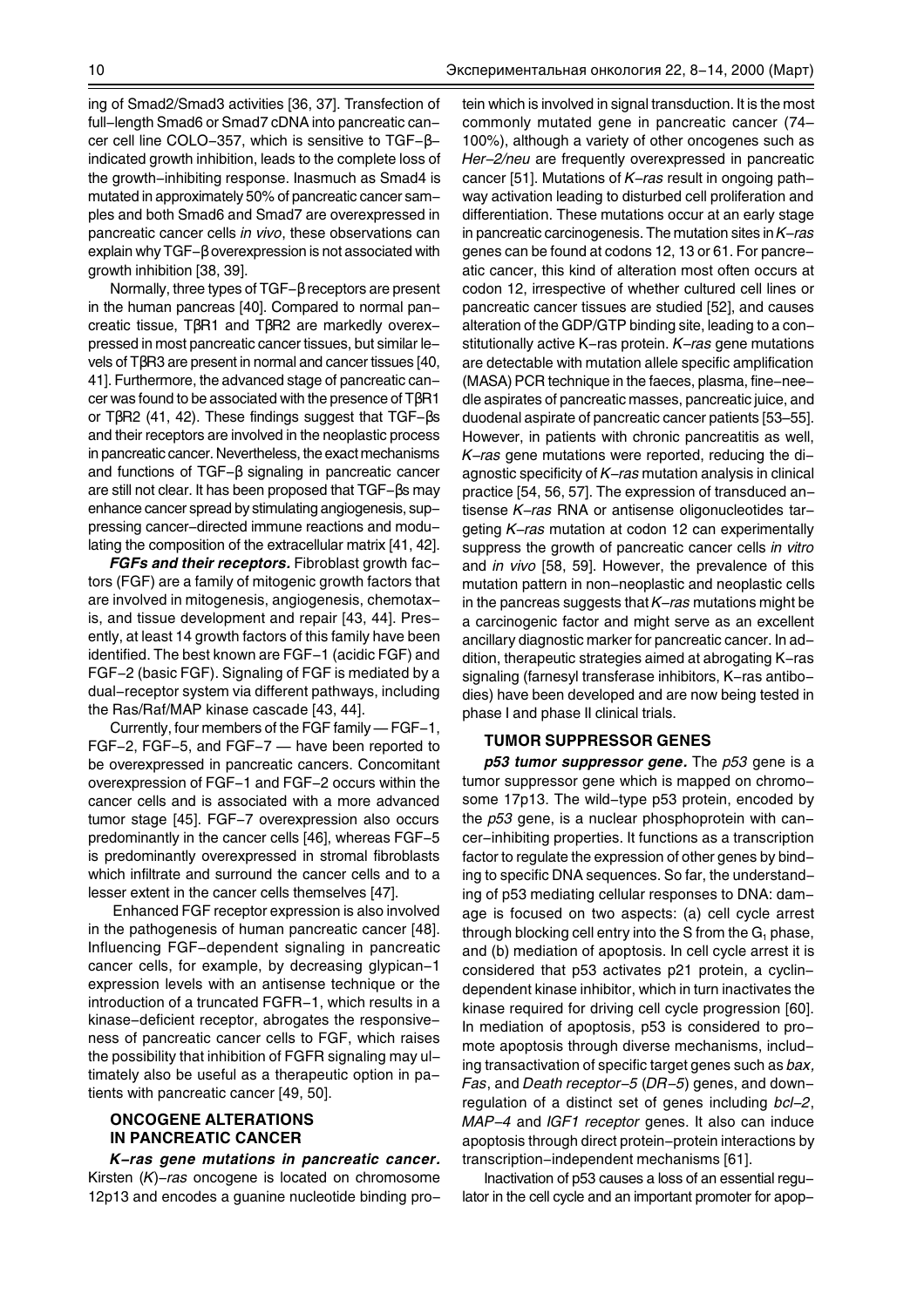ing of Smad2/Smad3 activities [36, 37]. Transfection of full-length Smad6 or Smad7 cDNA into pancreatic cancer cell line COLO-357, which is sensitive to TGF-β-indicated growth inhibition, leads to the complete loss of the growth-inhibiting response. Inasmuch as Smad4 is mutated in approximately 50% of pancreatic cancer samples and both Smad6 and Smad7 are overexpressed in pancreatic cancer cells *in vivo*, these observations can explain why TGF-β overexpression is not associated with growth inhibition [38, 39].

Normally, three types of TGF-β receptors are present in the human pancreas [40]. Compared to normal pancreatic tissue, TβR1 and TβR2 are markedly overexpressed in most pancreatic cancer tissues, but similar levels of TβR3 are present in normal and cancer tissues [40, 41]. Furthermore, the advanced stage of pancreatic cancer was found to be associated with the presence of TβR1 or TβR2 (41, 42). These findings suggest that TGF-βs and their receptors are involved in the neoplastic process in pancreatic cancer. Nevertheless, the exact mechanisms and functions of TGF-β signaling in pancreatic cancer are still not clear. It has been proposed that TGF-βs may enhance cancer spread by stimulating angiogenesis, suppressing cancer-directed immune reactions and modulating the composition of the extracellular matrix [41, 42].

***FGFs and their receptors.*** Fibroblast growth factors (FGF) are a family of mitogenic growth factors that are involved in mitogenesis, angiogenesis, chemotaxis, and tissue development and repair [43, 44]. Presently, at least 14 growth factors of this family have been identified. The best known are FGF-1 (acidic FGF) and FGF-2 (basic FGF). Signaling of FGF is mediated by a dual-receptor system via different pathways, including the Ras/Raf/MAP kinase cascade [43, 44].

Currently, four members of the FGF family — FGF-1, FGF-2, FGF-5, and FGF-7 — have been reported to be overexpressed in pancreatic cancers. Concomitant overexpression of FGF-1 and FGF-2 occurs within the cancer cells and is associated with a more advanced tumor stage [45]. FGF-7 overexpression also occurs predominantly in the cancer cells [46], whereas FGF-5 is predominantly overexpressed in stromal fibroblasts which infiltrate and surround the cancer cells and to a lesser extent in the cancer cells themselves [47].

Enhanced FGF receptor expression is also involved in the pathogenesis of human pancreatic cancer [48]. Influencing FGF-dependent signaling in pancreatic cancer cells, for example, by decreasing glypican-1 expression levels with an antisense technique or the introduction of a truncated FGFR-1, which results in a kinase-deficient receptor, abrogates the responsiveness of pancreatic cancer cells to FGF, which raises the possibility that inhibition of FGFR signaling may ultimately also be useful as a therapeutic option in patients with pancreatic cancer [49, 50].

## ONCOGENE ALTERATIONS IN PANCREATIC CANCER

***K-ras gene mutations in pancreatic cancer.*** Kirsten (*K*)-*ras* oncogene is located on chromosome 12p13 and encodes a guanine nucleotide binding protein which is involved in signal transduction. It is the most commonly mutated gene in pancreatic cancer (74–100%), although a variety of other oncogenes such as *Her-2/neu* are frequently overexpressed in pancreatic cancer [51]. Mutations of *K-ras* result in ongoing pathway activation leading to disturbed cell proliferation and differentiation. These mutations occur at an early stage in pancreatic carcinogenesis. The mutation sites in *K-ras* genes can be found at codons 12, 13 or 61. For pancreatic cancer, this kind of alteration most often occurs at codon 12, irrespective of whether cultured cell lines or pancreatic cancer tissues are studied [52], and causes alteration of the GDP/GTP binding site, leading to a constitutionally active K-ras protein. *K-ras* gene mutations are detectable with mutation allele specific amplification (MASA) PCR technique in the faeces, plasma, fine-needle aspirates of pancreatic masses, pancreatic juice, and duodenal aspirate of pancreatic cancer patients [53–55]. However, in patients with chronic pancreatitis as well, *K-ras* gene mutations were reported, reducing the diagnostic specificity of *K-ras* mutation analysis in clinical practice [54, 56, 57]. The expression of transduced antisense *K-ras* RNA or antisense oligonucleotides targeting *K-ras* mutation at codon 12 can experimentally suppress the growth of pancreatic cancer cells *in vitro* and *in vivo* [58, 59]. However, the prevalence of this mutation pattern in non-neoplastic and neoplastic cells in the pancreas suggests that *K-ras* mutations might be a carcinogenic factor and might serve as an excellent ancillary diagnostic marker for pancreatic cancer. In addition, therapeutic strategies aimed at abrogating K-ras signaling (farnesyl transferase inhibitors, K-ras antibodies) have been developed and are now being tested in phase I and phase II clinical trials.

## TUMOR SUPPRESSOR GENES

***p53 tumor suppressor gene.*** The *p53* gene is a tumor suppressor gene which is mapped on chromosome 17p13. The wild-type p53 protein, encoded by the *p53* gene, is a nuclear phosphoprotein with cancer-inhibiting properties. It functions as a transcription factor to regulate the expression of other genes by binding to specific DNA sequences. So far, the understanding of p53 mediating cellular responses to DNA: damage is focused on two aspects: (a) cell cycle arrest through blocking cell entry into the S from the $G_1$ phase, and (b) mediation of apoptosis. In cell cycle arrest it is considered that p53 activates p21 protein, a cyclin-dependent kinase inhibitor, which in turn inactivates the kinase required for driving cell cycle progression [60]. In mediation of apoptosis, p53 is considered to promote apoptosis through diverse mechanisms, including transactivation of specific target genes such as *bax, Fas*, and *Death receptor-5* (*DR-5*) genes, and down-regulation of a distinct set of genes including *bcl-2*, *MAP-4* and *IGF1 receptor* genes. It also can induce apoptosis through direct protein-protein interactions by transcription-independent mechanisms [61].

Inactivation of p53 causes a loss of an essential regulator in the cell cycle and an important promoter for apop-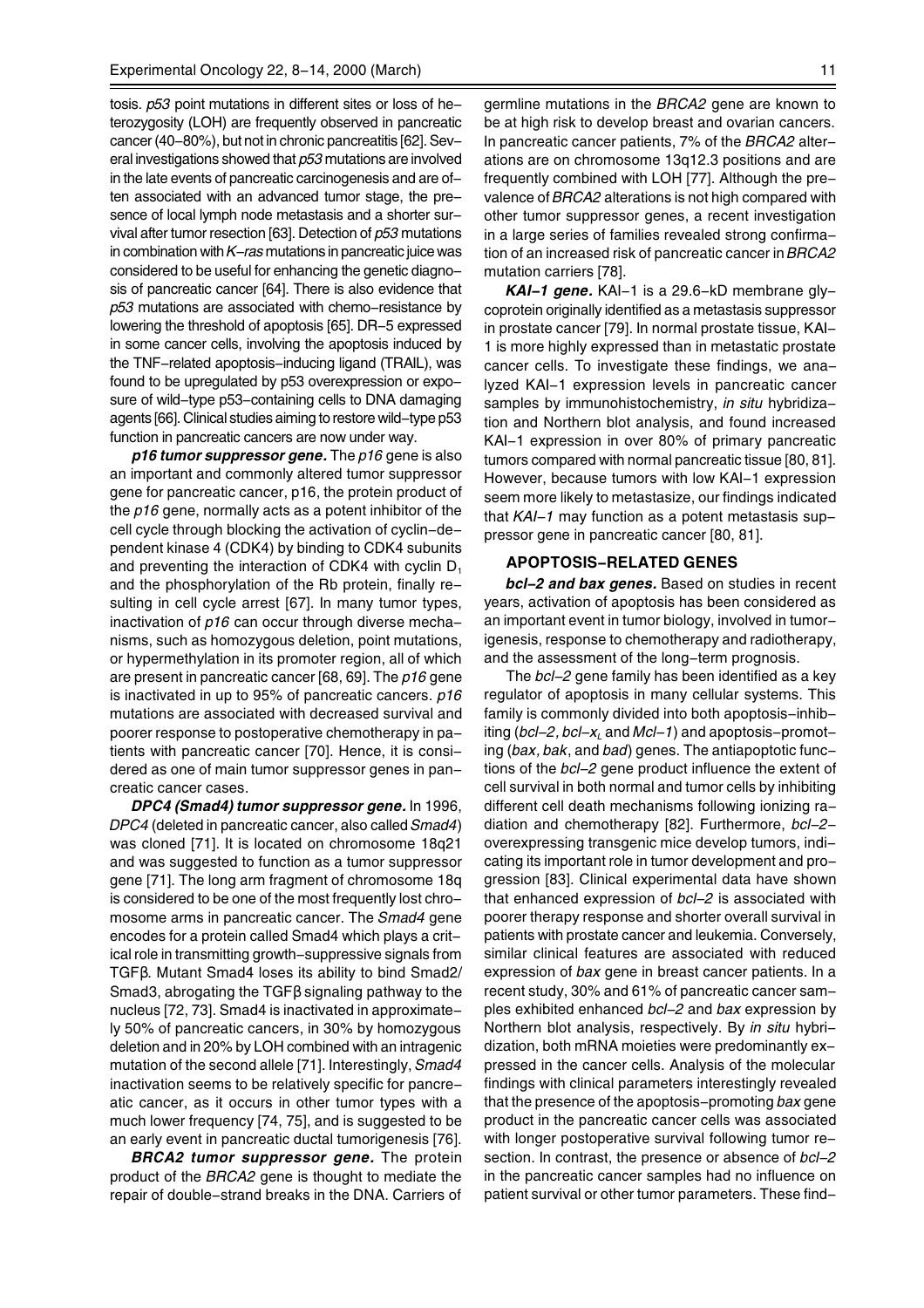tosis. *p53* point mutations in different sites or loss of heterozygosity (LOH) are frequently observed in pancreatic cancer (40–80%), but not in chronic pancreatitis [62]. Several investigations showed that *p53* mutations are involved in the late events of pancreatic carcinogenesis and are often associated with an advanced tumor stage, the presence of local lymph node metastasis and a shorter survival after tumor resection [63]. Detection of *p53* mutations in combination with *K–ras* mutations in pancreatic juice was considered to be useful for enhancing the genetic diagnosis of pancreatic cancer [64]. There is also evidence that *p53* mutations are associated with chemo–resistance by lowering the threshold of apoptosis [65]. DR–5 expressed in some cancer cells, involving the apoptosis induced by the TNF–related apoptosis–inducing ligand (TRAIL), was found to be upregulated by p53 overexpression or exposure of wild–type p53–containing cells to DNA damaging agents [66]. Clinical studies aiming to restore wild–type p53 function in pancreatic cancers are now under way.

***p16* tumor suppressor gene.** The *p16* gene is also an important and commonly altered tumor suppressor gene for pancreatic cancer, p16, the protein product of the *p16* gene, normally acts as a potent inhibitor of the cell cycle through blocking the activation of cyclin–dependent kinase 4 (CDK4) by binding to CDK4 subunits and preventing the interaction of CDK4 with cyclin $D_1$ and the phosphorylation of the Rb protein, finally resulting in cell cycle arrest [67]. In many tumor types, inactivation of *p16* can occur through diverse mechanisms, such as homozygous deletion, point mutations, or hypermethylation in its promoter region, all of which are present in pancreatic cancer [68, 69]. The *p16* gene is inactivated in up to 95% of pancreatic cancers. *p16* mutations are associated with decreased survival and poorer response to postoperative chemotherapy in patients with pancreatic cancer [70]. Hence, it is considered as one of main tumor suppressor genes in pancreatic cancer cases.

***DPC4 (Smad4)* tumor suppressor gene.** In 1996, *DPC4* (deleted in pancreatic cancer, also called *Smad4*) was cloned [71]. It is located on chromosome 18q21 and was suggested to function as a tumor suppressor gene [71]. The long arm fragment of chromosome 18q is considered to be one of the most frequently lost chromosome arms in pancreatic cancer. The *Smad4* gene encodes for a protein called Smad4 which plays a critical role in transmitting growth–suppressive signals from TGFβ. Mutant Smad4 loses its ability to bind Smad2/Smad3, abrogating the TGFβ signaling pathway to the nucleus [72, 73]. Smad4 is inactivated in approximately 50% of pancreatic cancers, in 30% by homozygous deletion and in 20% by LOH combined with an intragenic mutation of the second allele [71]. Interestingly, *Smad4* inactivation seems to be relatively specific for pancreatic cancer, as it occurs in other tumor types with a much lower frequency [74, 75], and is suggested to be an early event in pancreatic ductal tumorigenesis [76].

***BRCA2* tumor suppressor gene.** The protein product of the *BRCA2* gene is thought to mediate the repair of double–strand breaks in the DNA. Carriers of germline mutations in the *BRCA2* gene are known to be at high risk to develop breast and ovarian cancers. In pancreatic cancer patients, 7% of the *BRCA2* alterations are on chromosome 13q12.3 positions and are frequently combined with LOH [77]. Although the prevalence of *BRCA2* alterations is not high compared with other tumor suppressor genes, a recent investigation in a large series of families revealed strong confirmation of an increased risk of pancreatic cancer in *BRCA2* mutation carriers [78].

***KAI–1* gene.** KAI–1 is a 29.6–kD membrane glycoprotein originally identified as a metastasis suppressor in prostate cancer [79]. In normal prostate tissue, KAI–1 is more highly expressed than in metastatic prostate cancer cells. To investigate these findings, we analyzed KAI–1 expression levels in pancreatic cancer samples by immunohistochemistry, *in situ* hybridization and Northern blot analysis, and found increased KAI–1 expression in over 80% of primary pancreatic tumors compared with normal pancreatic tissue [80, 81]. However, because tumors with low KAI–1 expression seem more likely to metastasize, our findings indicated that *KAI–1* may function as a potent metastasis suppressor gene in pancreatic cancer [80, 81].

## APOPTOSIS–RELATED GENES

***bcl–2* and *bax* genes.** Based on studies in recent years, activation of apoptosis has been considered as an important event in tumor biology, involved in tumorigenesis, response to chemotherapy and radiotherapy, and the assessment of the long–term prognosis.

The *bcl–2* gene family has been identified as a key regulator of apoptosis in many cellular systems. This family is commonly divided into both apoptosis–inhibiting (*bcl–2, bcl–$x_L$* and *Mcl–1*) and apoptosis–promoting (*bax, bak*, and *bad*) genes. The antiapoptotic functions of the *bcl–2* gene product influence the extent of cell survival in both normal and tumor cells by inhibiting different cell death mechanisms following ionizing radiation and chemotherapy [82]. Furthermore, *bcl–2*–overexpressing transgenic mice develop tumors, indicating its important role in tumor development and progression [83]. Clinical experimental data have shown that enhanced expression of *bcl–2* is associated with poorer therapy response and shorter overall survival in patients with prostate cancer and leukemia. Conversely, similar clinical features are associated with reduced expression of *bax* gene in breast cancer patients. In a recent study, 30% and 61% of pancreatic cancer samples exhibited enhanced *bcl–2* and *bax* expression by Northern blot analysis, respectively. By *in situ* hybridization, both mRNA moieties were predominantly expressed in the cancer cells. Analysis of the molecular findings with clinical parameters interestingly revealed that the presence of the apoptosis–promoting *bax* gene product in the pancreatic cancer cells was associated with longer postoperative survival following tumor resection. In contrast, the presence or absence of *bcl–2* in the pancreatic cancer samples had no influence on patient survival or other tumor parameters. These find–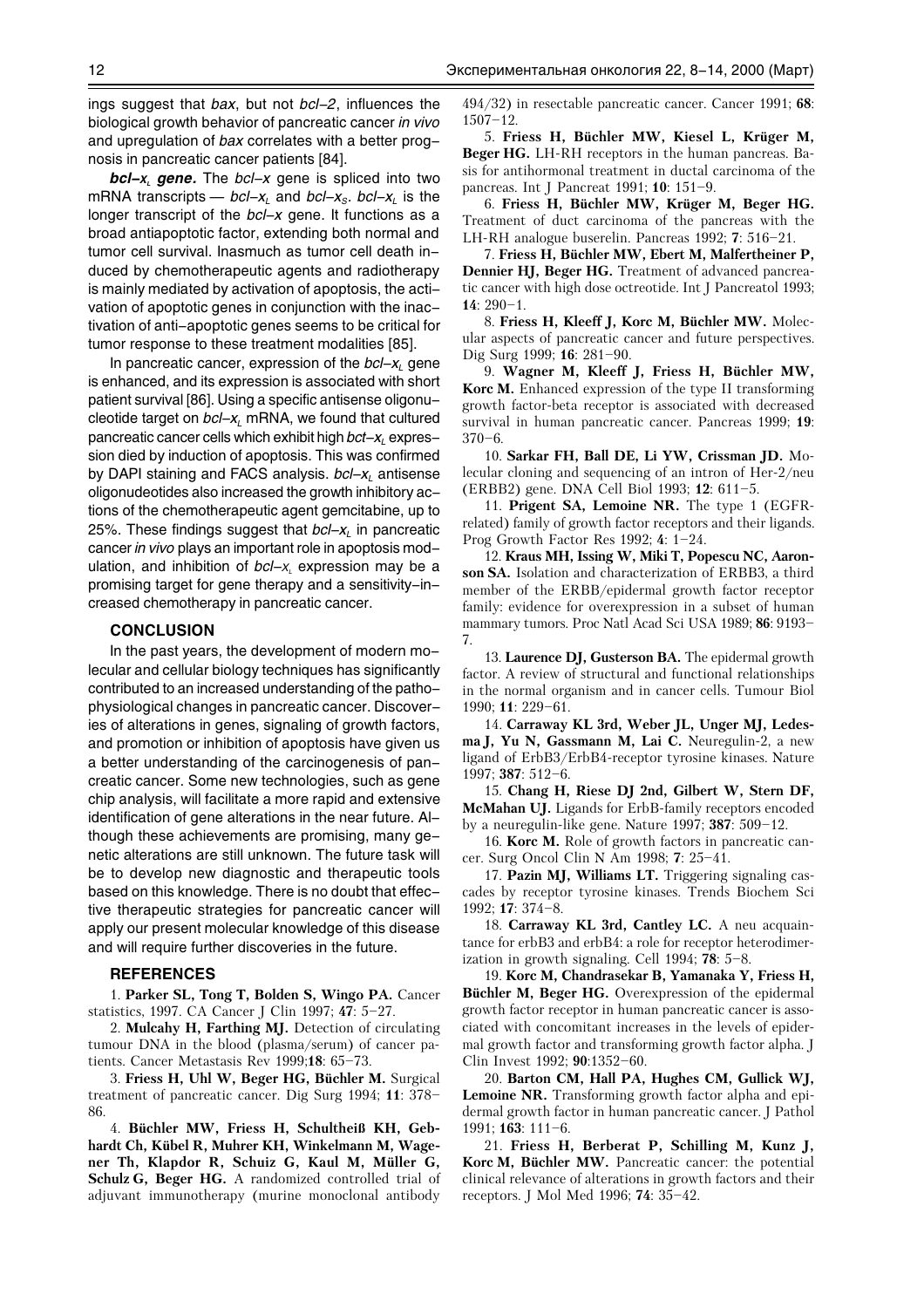ings suggest that *bax*, but not *bcl–2*, influences the biological growth behavior of pancreatic cancer *in vivo* and upregulation of *bax* correlates with a better prognosis in pancreatic cancer patients [84].

***bcl–x$_L$* gene.** The *bcl–x* gene is spliced into two mRNA transcripts — *bcl–x$_L$* and *bcl–x$_S$*. *bcl–x$_L$* is the longer transcript of the *bcl–x* gene. It functions as a broad antiapoptotic factor, extending both normal and tumor cell survival. Inasmuch as tumor cell death induced by chemotherapeutic agents and radiotherapy is mainly mediated by activation of apoptosis, the activation of apoptotic genes in conjunction with the inactivation of anti–apoptotic genes seems to be critical for tumor response to these treatment modalities [85].

In pancreatic cancer, expression of the *bcl–x$_L$* gene is enhanced, and its expression is associated with short patient survival [86]. Using a specific antisense oligonucleotide target on *bcl–x$_L$* mRNA, we found that cultured pancreatic cancer cells which exhibit high *bct–x$_L$* expression died by induction of apoptosis. This was confirmed by DAPI staining and FACS analysis. *bcl–x$_L$* antisense oligonudeotides also increased the growth inhibitory actions of the chemotherapeutic agent gemcitabine, up to 25%. These findings suggest that *bcl–x$_L$* in pancreatic cancer *in vivo* plays an important role in apoptosis modulation, and inhibition of *bcl–x$_L$* expression may be a promising target for gene therapy and a sensitivity–increased chemotherapy in pancreatic cancer.

## CONCLUSION

In the past years, the development of modern molecular and cellular biology techniques has significantly contributed to an increased understanding of the pathophysiological changes in pancreatic cancer. Discoveries of alterations in genes, signaling of growth factors, and promotion or inhibition of apoptosis have given us a better understanding of the carcinogenesis of pancreatic cancer. Some new technologies, such as gene chip analysis, will facilitate a more rapid and extensive identification of gene alterations in the near future. Although these achievements are promising, many genetic alterations are still unknown. The future task will be to develop new diagnostic and therapeutic tools based on this knowledge. There is no doubt that effective therapeutic strategies for pancreatic cancer will apply our present molecular knowledge of this disease and will require further discoveries in the future.

## REFERENCES

1. **Parker SL, Tong T, Bolden S, Wingo PA.** Cancer statistics, 1997. CA Cancer J Clin 1997; **47**: 5–27.

2. **Mulcahy H, Farthing MJ.** Detection of circulating tumour DNA in the blood (plasma/serum) of cancer patients. Cancer Metastasis Rev 1999;**18**: 65–73.

3. **Friess H, Uhl W, Beger HG, Büchler M.** Surgical treatment of pancreatic cancer. Dig Surg 1994; **11**: 378–86.

4. **Büchler MW, Friess H, Schultheiß KH, Gebhardt Ch, Kübel R, Muhrer KH, Winkelmann M, Wagener Th, Klapdor R, Schuiz G, Kaul M, Müller G, Schulz G, Beger HG.** A randomized controlled trial of adjuvant immunotherapy (murine monoclonal antibody 494/32) in resectable pancreatic cancer. Cancer 1991; **68**: 1507–12.

5. **Friess H, Büchler MW, Kiesel L, Krüger M, Beger HG.** LH-RH receptors in the human pancreas. Basis for antihormonal treatment in ductal carcinoma of the pancreas. Int J Pancreat 1991; **10**: 151–9.

6. **Friess H, Büchler MW, Krüger M, Beger HG.** Treatment of duct carcinoma of the pancreas with the LH-RH analogue buserelin. Pancreas 1992; **7**: 516–21.

7. **Friess H, Büchler MW, Ebert M, Malfertheiner P, Dennier HJ, Beger HG.** Treatment of advanced pancreatic cancer with high dose octreotide. Int J Pancreatol 1993; **14**: 290–1.

8. **Friess H, Kleeff J, Korc M, Büchler MW.** Molecular aspects of pancreatic cancer and future perspectives. Dig Surg 1999; **16**: 281–90.

9. **Wagner M, Kleeff J, Friess H, Büchler MW, Korc M.** Enhanced expression of the type II transforming growth factor-beta receptor is associated with decreased survival in human pancreatic cancer. Pancreas 1999; **19**: 370–6.

10. **Sarkar FH, Ball DE, Li YW, Crissman JD.** Molecular cloning and sequencing of an intron of Her-2/neu (ERBB2) gene. DNA Cell Biol 1993; **12**: 611–5.

11. **Prigent SA, Lemoine NR.** The type 1 (EGFR-related) family of growth factor receptors and their ligands. Prog Growth Factor Res 1992; **4**: 1–24.

12. **Kraus MH, Issing W, Miki T, Popescu NC, Aaronson SA.** Isolation and characterization of ERBB3, a third member of the ERBB/epidermal growth factor receptor family: evidence for overexpression in a subset of human mammary tumors. Proc Natl Acad Sci USA 1989; **86**: 9193–7.

13. **Laurence DJ, Gusterson BA.** The epidermal growth factor. A review of structural and functional relationships in the normal organism and in cancer cells. Tumour Biol 1990; **11**: 229–61.

14. **Carraway KL 3rd, Weber JL, Unger MJ, Ledesma J, Yu N, Gassmann M, Lai C.** Neuregulin-2, a new ligand of ErbB3/ErbB4-receptor tyrosine kinases. Nature 1997; **387**: 512–6.

15. **Chang H, Riese DJ 2nd, Gilbert W, Stern DF, McMahan UJ.** Ligands for ErbB-family receptors encoded by a neuregulin-like gene. Nature 1997; **387**: 509–12.

16. **Korc M.** Role of growth factors in pancreatic cancer. Surg Oncol Clin N Am 1998; **7**: 25–41.

17. **Pazin MJ, Williams LT.** Triggering signaling cascades by receptor tyrosine kinases. Trends Biochem Sci 1992; **17**: 374–8.

18. **Carraway KL 3rd, Cantley LC.** A neu acquaintance for erbB3 and erbB4: a role for receptor heterodimerization in growth signaling. Cell 1994; **78**: 5–8.

19. **Korc M, Chandrasekar B, Yamanaka Y, Friess H, Büchler M, Beger HG.** Overexpression of the epidermal growth factor receptor in human pancreatic cancer is associated with concomitant increases in the levels of epidermal growth factor and transforming growth factor alpha. J Clin Invest 1992; **90**:1352–60.

20. **Barton CM, Hall PA, Hughes CM, Gullick WJ, Lemoine NR.** Transforming growth factor alpha and epidermal growth factor in human pancreatic cancer. J Pathol 1991; **163**: 111–6.

21. **Friess H, Berberat P, Schilling M, Kunz J, Korc M, Büchler MW.** Pancreatic cancer: the potential clinical relevance of alterations in growth factors and their receptors. J Mol Med 1996; **74**: 35–42.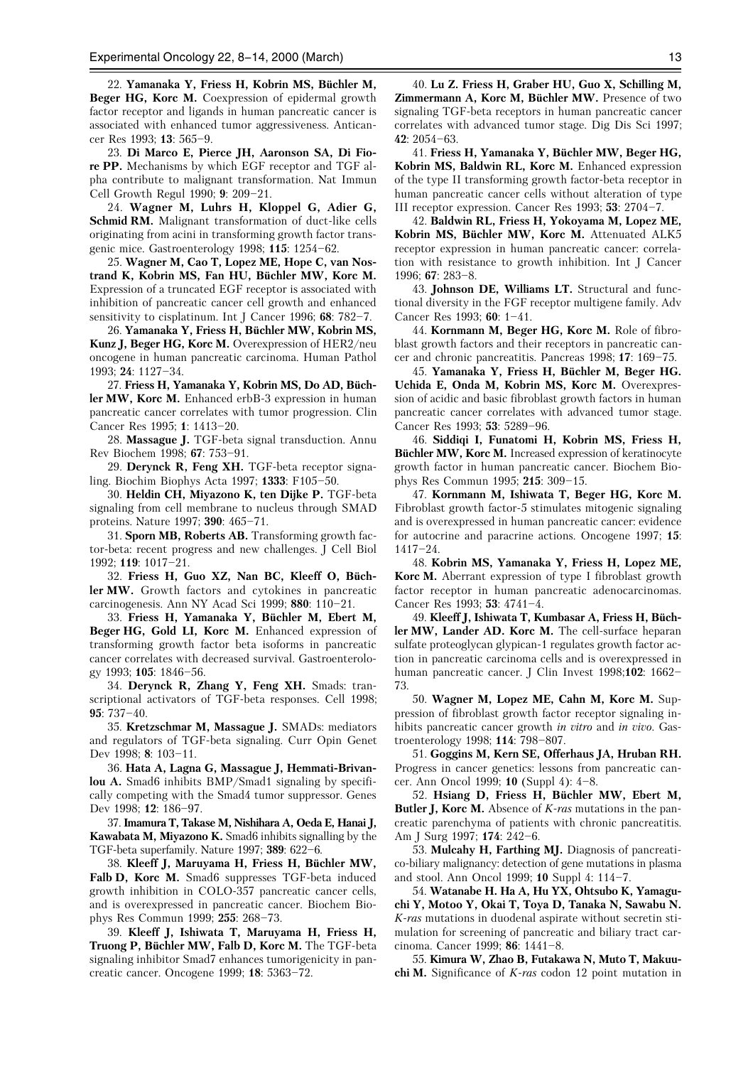22. **Yamanaka Y, Friess H, Kobrin MS, Büchler M, Beger HG, Korc M.** Coexpression of epidermal growth factor receptor and ligands in human pancreatic cancer is associated with enhanced tumor aggressiveness. Anticancer Res 1993; **13**: 565–9.

23. **Di Marco E, Pierce JH, Aaronson SA, Di Fiore PP.** Mechanisms by which EGF receptor and TGF alpha contribute to malignant transformation. Nat Immun Cell Growth Regul 1990; **9**: 209–21.

24. **Wagner M, Luhrs H, Kloppel G, Adier G, Schmid RM.** Malignant transformation of duct-like cells originating from acini in transforming growth factor transgenic mice. Gastroenterology 1998; **115**: 1254–62.

25. **Wagner M, Cao T, Lopez ME, Hope C, van Nostrand K, Kobrin MS, Fan HU, Büchler MW, Korc M.** Expression of a truncated EGF receptor is associated with inhibition of pancreatic cancer cell growth and enhanced sensitivity to cisplatinum. Int J Cancer 1996; **68**: 782–7.

26. **Yamanaka Y, Friess H, Büchler MW, Kobrin MS, Kunz J, Beger HG, Korc M.** Overexpression of HER2/neu oncogene in human pancreatic carcinoma. Human Pathol 1993; **24**: 1127–34.

27. **Friess H, Yamanaka Y, Kobrin MS, Do AD, Büchler MW, Korc M.** Enhanced erbB-3 expression in human pancreatic cancer correlates with tumor progression. Clin Cancer Res 1995; **1**: 1413–20.

28. **Massague J.** TGF-beta signal transduction. Annu Rev Biochem 1998; **67**: 753–91.

29. **Derynck R, Feng XH.** TGF-beta receptor signaling. Biochim Biophys Acta 1997; **1333**: F105–50.

30. **Heldin CH, Miyazono K, ten Dijke P.** TGF-beta signaling from cell membrane to nucleus through SMAD proteins. Nature 1997; **390**: 465–71.

31. **Sporn MB, Roberts AB.** Transforming growth factor-beta: recent progress and new challenges. J Cell Biol 1992; **119**: 1017–21.

32. **Friess H, Guo XZ, Nan BC, Kleeff O, Büchler MW.** Growth factors and cytokines in pancreatic carcinogenesis. Ann NY Acad Sci 1999; **880**: 110–21.

33. **Friess H, Yamanaka Y, Büchler M, Ebert M, Beger HG, Gold LI, Korc M.** Enhanced expression of transforming growth factor beta isoforms in pancreatic cancer correlates with decreased survival. Gastroenterology 1993; **105**: 1846–56.

34. **Derynck R, Zhang Y, Feng XH.** Smads: transcriptional activators of TGF-beta responses. Cell 1998; **95**: 737–40.

35. **Kretzschmar M, Massague J.** SMADs: mediators and regulators of TGF-beta signaling. Curr Opin Genet Dev 1998; **8**: 103–11.

36. **Hata A, Lagna G, Massague J, Hemmati-Brivanlou A.** Smad6 inhibits BMP/Smad1 signaling by specifically competing with the Smad4 tumor suppressor. Genes Dev 1998; **12**: 186–97.

37. **Imamura T, Takase M, Nishihara A, Oeda E, Hanai J, Kawabata M, Miyazono K.** Smad6 inhibits signalling by the TGF-beta superfamily. Nature 1997; **389**: 622–6.

38. **Kleeff J, Maruyama H, Friess H, Büchler MW, Falb D, Korc M.** Smad6 suppresses TGF-beta induced growth inhibition in COLO-357 pancreatic cancer cells, and is overexpressed in pancreatic cancer. Biochem Biophys Res Commun 1999; **255**: 268–73.

39. **Kleeff J, Ishiwata T, Maruyama H, Friess H, Truong P, Büchler MW, Falb D, Korc M.** The TGF-beta signaling inhibitor Smad7 enhances tumorigenicity in pancreatic cancer. Oncogene 1999; **18**: 5363–72.

40. **Lu Z. Friess H, Graber HU, Guo X, Schilling M, Zimmermann A, Korc M, Büchler MW.** Presence of two signaling TGF-beta receptors in human pancreatic cancer correlates with advanced tumor stage. Dig Dis Sci 1997; **42**: 2054–63.

41. **Friess H, Yamanaka Y, Büchler MW, Beger HG, Kobrin MS, Baldwin RL, Korc M.** Enhanced expression of the type II transforming growth factor-beta receptor in human pancreatic cancer cells without alteration of type III receptor expression. Cancer Res 1993; **53**: 2704–7.

42. **Baldwin RL, Friess H, Yokoyama M, Lopez ME, Kobrin MS, Büchler MW, Korc M.** Attenuated ALK5 receptor expression in human pancreatic cancer: correlation with resistance to growth inhibition. Int J Cancer 1996; **67**: 283–8.

43. **Johnson DE, Williams LT.** Structural and functional diversity in the FGF receptor multigene family. Adv Cancer Res 1993; **60**: 1–41.

44. **Kornmann M, Beger HG, Korc M.** Role of fibroblast growth factors and their receptors in pancreatic cancer and chronic pancreatitis. Pancreas 1998; **17**: 169–75.

45. **Yamanaka Y, Friess H, Büchler M, Beger HG. Uchida E, Onda M, Kobrin MS, Korc M.** Overexpression of acidic and basic fibroblast growth factors in human pancreatic cancer correlates with advanced tumor stage. Cancer Res 1993; **53**: 5289–96.

46. **Siddiqi I, Funatomi H, Kobrin MS, Friess H, Büchler MW, Korc M.** Increased expression of keratinocyte growth factor in human pancreatic cancer. Biochem Biophys Res Commun 1995; **215**: 309–15.

47. **Kornmann M, Ishiwata T, Beger HG, Korc M.** Fibroblast growth factor-5 stimulates mitogenic signaling and is overexpressed in human pancreatic cancer: evidence for autocrine and paracrine actions. Oncogene 1997; **15**: 1417–24.

48. **Kobrin MS, Yamanaka Y, Friess H, Lopez ME, Korc M.** Aberrant expression of type I fibroblast growth factor receptor in human pancreatic adenocarcinomas. Cancer Res 1993; **53**: 4741–4.

49. **Kleeff J, Ishiwata T, Kumbasar A, Friess H, Büchler MW, Lander AD. Korc M.** The cell-surface heparan sulfate proteoglycan glypican-1 regulates growth factor action in pancreatic carcinoma cells and is overexpressed in human pancreatic cancer. J Clin Invest 1998;**102**: 1662–73.

50. **Wagner M, Lopez ME, Cahn M, Korc M.** Suppression of fibroblast growth factor receptor signaling inhibits pancreatic cancer growth *in vitro* and *in vivo*. Gastroenterology 1998; **114**: 798–807.

51. **Goggins M, Kern SE, Offerhaus JA, Hruban RH.** Progress in cancer genetics: lessons from pancreatic cancer. Ann Oncol 1999; **10** (Suppl 4): 4–8.

52. **Hsiang D, Friess H, Büchler MW, Ebert M, Butler J, Korc M.** Absence of *K-ras* mutations in the pancreatic parenchyma of patients with chronic pancreatitis. Am J Surg 1997; **174**: 242–6.

53. **Mulcahy H, Farthing MJ.** Diagnosis of pancreatico-biliary malignancy: detection of gene mutations in plasma and stool. Ann Oncol 1999; **10** Suppl 4: 114–7.

54. **Watanabe H. Ha A, Hu YX, Ohtsubo K, Yamaguchi Y, Motoo Y, Okai T, Toya D, Tanaka N, Sawabu N.** *K-ras* mutations in duodenal aspirate without secretin stimulation for screening of pancreatic and biliary tract carcinoma. Cancer 1999; **86**: 1441–8.

55. **Kimura W, Zhao B, Futakawa N, Muto T, Makuuchi M.** Significance of *K-ras* codon 12 point mutation in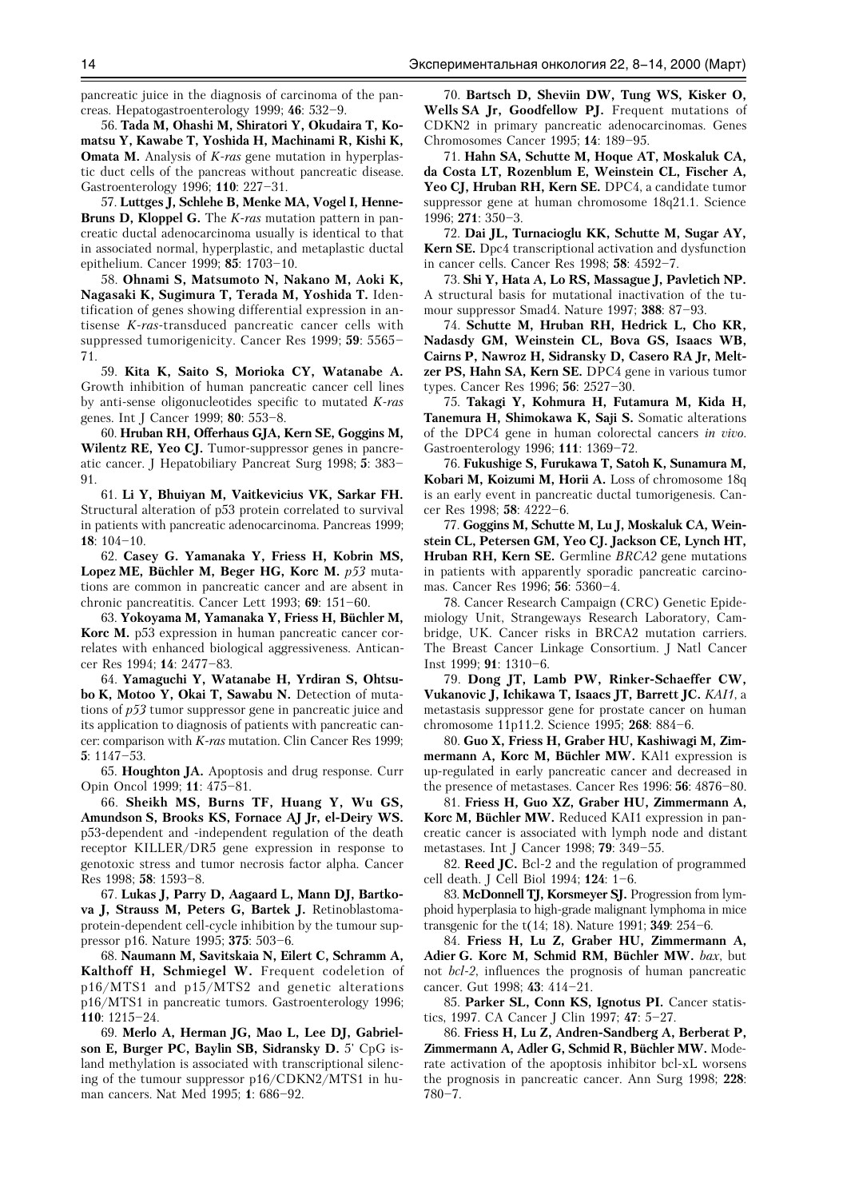pancreatic juice in the diagnosis of carcinoma of the pancreas. Hepatogastroenterology 1999; **46**: 532–9.

56. **Tada M, Ohashi M, Shiratori Y, Okudaira T, Komatsu Y, Kawabe T, Yoshida H, Machinami R, Kishi K, Omata M.** Analysis of *K-ras* gene mutation in hyperplastic duct cells of the pancreas without pancreatic disease. Gastroenterology 1996; **110**: 227–31.

57. **Luttges J, Schlehe B, Menke MA, Vogel I, Henne-Bruns D, Kloppel G.** The *K-ras* mutation pattern in pancreatic ductal adenocarcinoma usually is identical to that in associated normal, hyperplastic, and metaplastic ductal epithelium. Cancer 1999; **85**: 1703–10.

58. **Ohnami S, Matsumoto N, Nakano M, Aoki K, Nagasaki K, Sugimura T, Terada M, Yoshida T.** Identification of genes showing differential expression in antisense *K-ras*-transduced pancreatic cancer cells with suppressed tumorigenicity. Cancer Res 1999; **59**: 5565–71.

59. **Kita K, Saito S, Morioka CY, Watanabe A.** Growth inhibition of human pancreatic cancer cell lines by anti-sense oligonucleotides specific to mutated *K-ras* genes. Int J Cancer 1999; **80**: 553–8.

60. **Hruban RH, Offerhaus GJA, Kern SE, Goggins M, Wilentz RE, Yeo CJ.** Tumor-suppressor genes in pancreatic cancer. J Hepatobiliary Pancreat Surg 1998; **5**: 383–91.

61. **Li Y, Bhuiyan M, Vaitkevicius VK, Sarkar FH.** Structural alteration of p53 protein correlated to survival in patients with pancreatic adenocarcinoma. Pancreas 1999; **18**: 104–10.

62. **Casey G. Yamanaka Y, Friess H, Kobrin MS, Lopez ME, Büchler M, Beger HG, Korc M.** *p53* mutations are common in pancreatic cancer and are absent in chronic pancreatitis. Cancer Lett 1993; **69**: 151–60.

63. **Yokoyama M, Yamanaka Y, Friess H, Büchler M, Korc M.** p53 expression in human pancreatic cancer correlates with enhanced biological aggressiveness. Anticancer Res 1994; **14**: 2477–83.

64. **Yamaguchi Y, Watanabe H, Yrdiran S, Ohtsubo K, Motoo Y, Okai T, Sawabu N.** Detection of mutations of *p53* tumor suppressor gene in pancreatic juice and its application to diagnosis of patients with pancreatic cancer: comparison with *K-ras* mutation. Clin Cancer Res 1999; **5**: 1147–53.

65. **Houghton JA.** Apoptosis and drug response. Curr Opin Oncol 1999; **11**: 475–81.

66. **Sheikh MS, Burns TF, Huang Y, Wu GS, Amundson S, Brooks KS, Fornace AJ Jr, el-Deiry WS.** p53-dependent and -independent regulation of the death receptor KILLER/DR5 gene expression in response to genotoxic stress and tumor necrosis factor alpha. Cancer Res 1998; **58**: 1593–8.

67. **Lukas J, Parry D, Aagaard L, Mann DJ, Bartkova J, Strauss M, Peters G, Bartek J.** Retinoblastoma-protein-dependent cell-cycle inhibition by the tumour suppressor p16. Nature 1995; **375**: 503–6.

68. **Naumann M, Savitskaia N, Eilert C, Schramm A, Kalthoff H, Schmiegel W.** Frequent codeletion of p16/MTS1 and p15/MTS2 and genetic alterations p16/MTS1 in pancreatic tumors. Gastroenterology 1996; **110**: 1215–24.

69. **Merlo A, Herman JG, Mao L, Lee DJ, Gabrielson E, Burger PC, Baylin SB, Sidransky D.** 5' CpG island methylation is associated with transcriptional silencing of the tumour suppressor p16/CDKN2/MTS1 in human cancers. Nat Med 1995; **1**: 686–92.

70. **Bartsch D, Sheviin DW, Tung WS, Kisker O, Wells SA Jr, Goodfellow PJ.** Frequent mutations of CDKN2 in primary pancreatic adenocarcinomas. Genes Chromosomes Cancer 1995; **14**: 189–95.

71. **Hahn SA, Schutte M, Hoque AT, Moskaluk CA, da Costa LT, Rozenblum E, Weinstein CL, Fischer A, Yeo CJ, Hruban RH, Kern SE.** DPC4, a candidate tumor suppressor gene at human chromosome 18q21.1. Science 1996; **271**: 350–3.

72. **Dai JL, Turnacioglu KK, Schutte M, Sugar AY, Kern SE.** Dpc4 transcriptional activation and dysfunction in cancer cells. Cancer Res 1998; **58**: 4592–7.

73. **Shi Y, Hata A, Lo RS, Massague J, Pavletich NP.** A structural basis for mutational inactivation of the tumour suppressor Smad4. Nature 1997; **388**: 87–93.

74. **Schutte M, Hruban RH, Hedrick L, Cho KR, Nadasdy GM, Weinstein CL, Bova GS, Isaacs WB, Cairns P, Nawroz H, Sidransky D, Casero RA Jr, Meltzer PS, Hahn SA, Kern SE.** DPC4 gene in various tumor types. Cancer Res 1996; **56**: 2527–30.

75. **Takagi Y, Kohmura H, Futamura M, Kida H, Tanemura H, Shimokawa K, Saji S.** Somatic alterations of the DPC4 gene in human colorectal cancers *in vivo*. Gastroenterology 1996; **111**: 1369–72.

76. **Fukushige S, Furukawa T, Satoh K, Sunamura M, Kobari M, Koizumi M, Horii A.** Loss of chromosome 18q is an early event in pancreatic ductal tumorigenesis. Cancer Res 1998; **58**: 4222–6.

77. **Goggins M, Schutte M, Lu J, Moskaluk CA, Weinstein CL, Petersen GM, Yeo CJ. Jackson CE, Lynch HT, Hruban RH, Kern SE.** Germline *BRCA2* gene mutations in patients with apparently sporadic pancreatic carcinomas. Cancer Res 1996; **56**: 5360–4.

78. Cancer Research Campaign (CRC) Genetic Epidemiology Unit, Strangeways Research Laboratory, Cambridge, UK. Cancer risks in BRCA2 mutation carriers. The Breast Cancer Linkage Consortium. J Natl Cancer Inst 1999; **91**: 1310–6.

79. **Dong JT, Lamb PW, Rinker-Schaeffer CW, Vukanovic J, Ichikawa T, Isaacs JT, Barrett JC.** *KAI1*, a metastasis suppressor gene for prostate cancer on human chromosome 11p11.2. Science 1995; **268**: 884–6.

80. **Guo X, Friess H, Graber HU, Kashiwagi M, Zimmermann A, Korc M, Büchler MW.** KAl1 expression is up-regulated in early pancreatic cancer and decreased in the presence of metastases. Cancer Res 1996: **56**: 4876–80.

81. **Friess H, Guo XZ, Graber HU, Zimmermann A, Korc M, Büchler MW.** Reduced KAI1 expression in pancreatic cancer is associated with lymph node and distant metastases. Int J Cancer 1998; **79**: 349–55.

82. **Reed JC.** Bcl-2 and the regulation of programmed cell death. J Cell Biol 1994; **124**: 1–6.

83. **McDonnell TJ, Korsmeyer SJ.** Progression from lymphoid hyperplasia to high-grade malignant lymphoma in mice transgenic for the t(14; 18). Nature 1991; **349**: 254–6.

84. **Friess H, Lu Z, Graber HU, Zimmermann A, Adler G. Korc M, Schmid RM, Büchler MW.** *bax*, but not *bcl-2*, influences the prognosis of human pancreatic cancer. Gut 1998; **43**: 414–21.

85. **Parker SL, Conn KS, Ignotus PI.** Cancer statistics, 1997. CA Cancer J Clin 1997; **47**: 5–27.

86. **Friess H, Lu Z, Andren-Sandberg A, Berberat P, Zimmermann A, Adler G, Schmid R, Büchler MW.** Moderate activation of the apoptosis inhibitor bcl-xL worsens the prognosis in pancreatic cancer. Ann Surg 1998; **228**: 780–7.